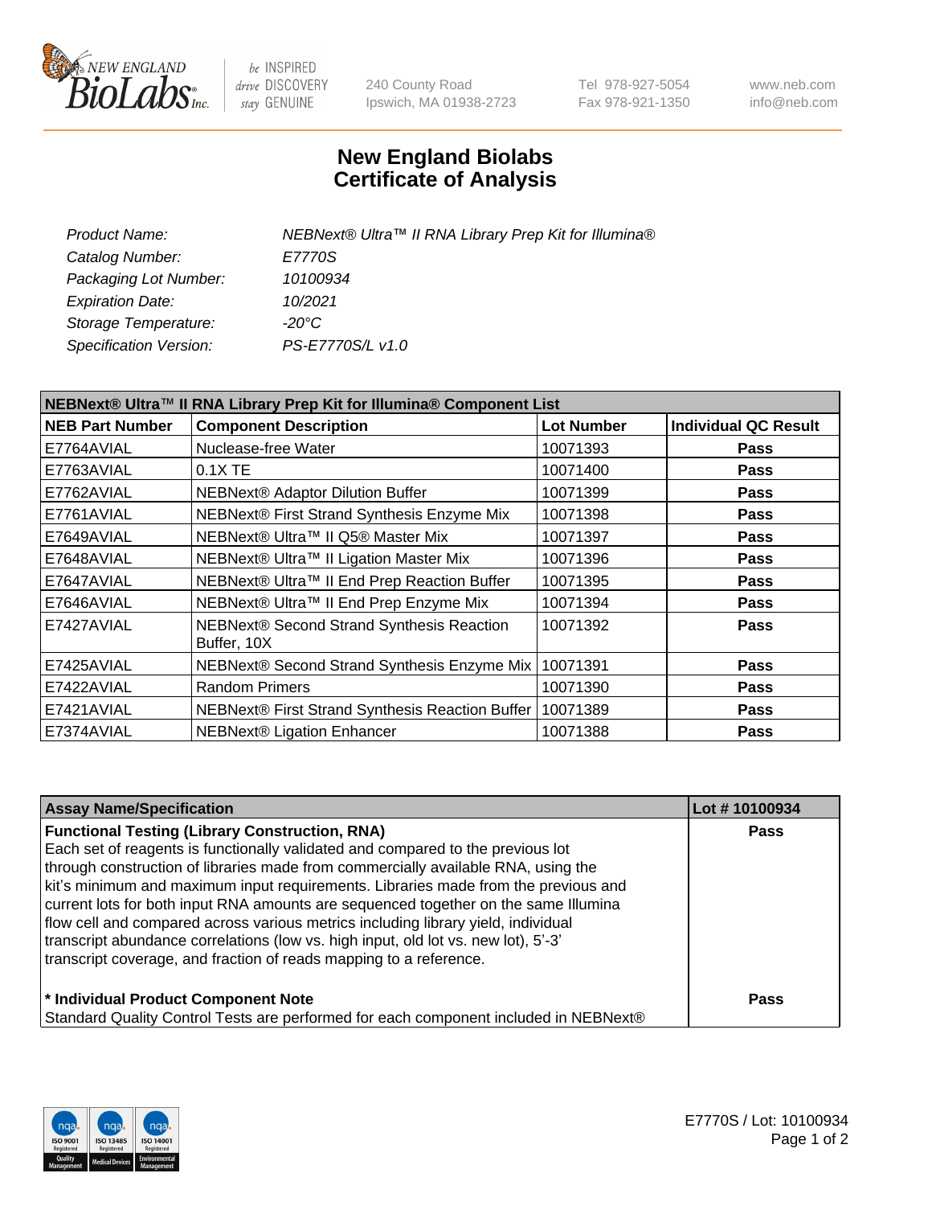# New England Biolabs
# Certificate of Analysis

| | |
|---|---|
| *Product Name:* | *NEBNext® Ultra™ II RNA Library Prep Kit for Illumina®* |
| *Catalog Number:* | *E7770S* |
| *Packaging Lot Number:* | *10100934* |
| *Expiration Date:* | *10/2021* |
| *Storage Temperature:* | *-20°C* |
| *Specification Version:* | *PS-E7770S/L v1.0* |

**NEBNext® Ultra™ II RNA Library Prep Kit for Illumina® Component List**

| NEB Part Number | Component Description | Lot Number | Individual QC Result |
|---|---|---|---|
| E7764AVIAL | Nuclease-free Water | 10071393 | Pass |
| E7763AVIAL | 0.1X TE | 10071400 | Pass |
| E7762AVIAL | NEBNext® Adaptor Dilution Buffer | 10071399 | Pass |
| E7761AVIAL | NEBNext® First Strand Synthesis Enzyme Mix | 10071398 | Pass |
| E7649AVIAL | NEBNext® Ultra™ II Q5® Master Mix | 10071397 | Pass |
| E7648AVIAL | NEBNext® Ultra™ II Ligation Master Mix | 10071396 | Pass |
| E7647AVIAL | NEBNext® Ultra™ II End Prep Reaction Buffer | 10071395 | Pass |
| E7646AVIAL | NEBNext® Ultra™ II End Prep Enzyme Mix | 10071394 | Pass |
| E7427AVIAL | NEBNext® Second Strand Synthesis Reaction Buffer, 10X | 10071392 | Pass |
| E7425AVIAL | NEBNext® Second Strand Synthesis Enzyme Mix | 10071391 | Pass |
| E7422AVIAL | Random Primers | 10071390 | Pass |
| E7421AVIAL | NEBNext® First Strand Synthesis Reaction Buffer | 10071389 | Pass |
| E7374AVIAL | NEBNext® Ligation Enhancer | 10071388 | Pass |

| Assay Name/Specification | Lot # 10100934 |
|---|---|
| **Functional Testing (Library Construction, RNA)** Each set of reagents is functionally validated and compared to the previous lot through construction of libraries made from commercially available RNA, using the kit's minimum and maximum input requirements. Libraries made from the previous and current lots for both input RNA amounts are sequenced together on the same Illumina flow cell and compared across various metrics including library yield, individual transcript abundance correlations (low vs. high input, old lot vs. new lot), 5'-3' transcript coverage, and fraction of reads mapping to a reference. | Pass |
| **\* Individual Product Component Note** Standard Quality Control Tests are performed for each component included in NEBNext® | Pass |

E7770S / Lot: 10100934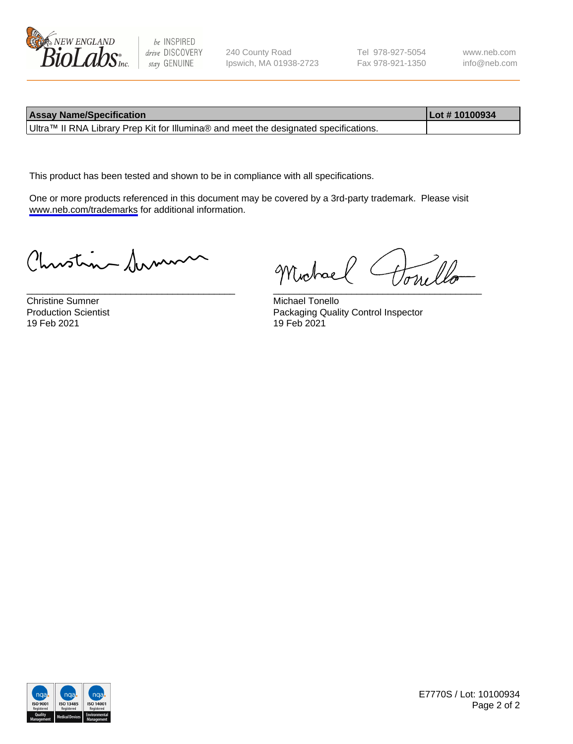| Assay Name/Specification | Lot # 10100934 |
| --- | --- |
| Ultra™ II RNA Library Prep Kit for Illumina® and meet the designated specifications. | |

This product has been tested and shown to be in compliance with all specifications.

One or more products referenced in this document may be covered by a 3rd-party trademark. Please visit www.neb.com/trademarks for additional information.

Christine Sumner
Production Scientist
19 Feb 2021

Michael Tonello
Packaging Quality Control Inspector
19 Feb 2021

E7770S / Lot: 10100934